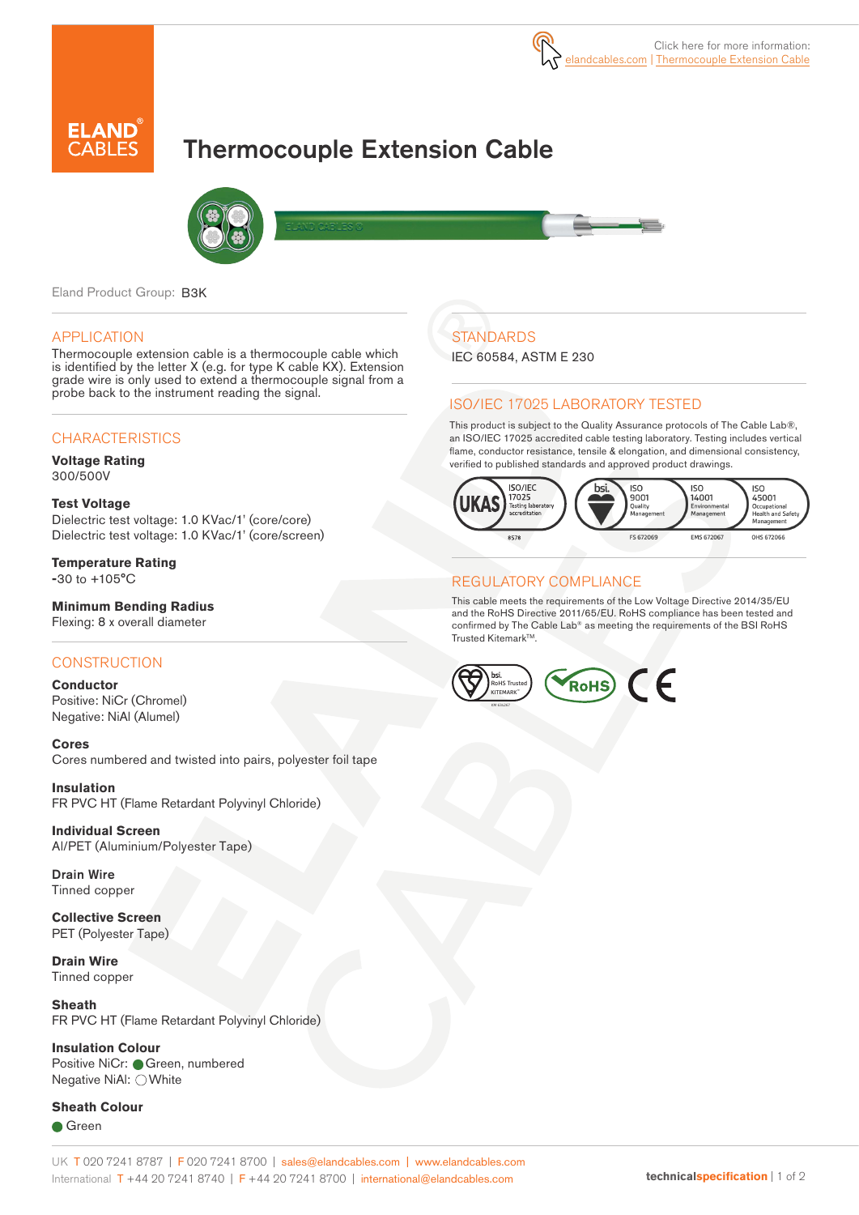Click here for more information: elandcables.com | Thermocouple Extension Cable

# Thermocouple Extension Cable

Eland Product Group: B3K

## APPLICATION

Thermocouple extension cable is a thermocouple cable which is identified by the letter X (e.g. for type K cable KX). Extension grade wire is only used to extend a thermocouple signal from a probe back to the instrument reading the signal.

## CHARACTERISTICS

**Voltage Rating**
300/500V

**Test Voltage**
Dielectric test voltage: 1.0 KVac/1' (core/core)
Dielectric test voltage: 1.0 KVac/1' (core/screen)

**Temperature Rating**
-30 to +105°C

**Minimum Bending Radius**
Flexing: 8 x overall diameter

## CONSTRUCTION

**Conductor**
Positive: NiCr (Chromel)
Negative: NiAl (Alumel)

**Cores**
Cores numbered and twisted into pairs, polyester foil tape

**Insulation**
FR PVC HT (Flame Retardant Polyvinyl Chloride)

**Individual Screen**
Al/PET (Aluminium/Polyester Tape)

**Drain Wire**
Tinned copper

**Collective Screen**
PET (Polyester Tape)

**Drain Wire**
Tinned copper

**Sheath**
FR PVC HT (Flame Retardant Polyvinyl Chloride)

**Insulation Colour**
Positive NiCr: Green, numbered
Negative NiAl: White

**Sheath Colour**
Green

## STANDARDS

IEC 60584, ASTM E 230

## ISO/IEC 17025 LABORATORY TESTED

This product is subject to the Quality Assurance protocols of The Cable Lab®, an ISO/IEC 17025 accredited cable testing laboratory. Testing includes vertical flame, conductor resistance, tensile & elongation, and dimensional consistency, verified to published standards and approved product drawings.

UKAS ISO/IEC 17025 Testing laboratory accreditation 8578 | bsi ISO 9001 Quality Management FS 672069 | ISO 14001 Environmental Management EMS 672067 | ISO 45001 Occupational Health and Safety Management OHS 672066

## REGULATORY COMPLIANCE

This cable meets the requirements of the Low Voltage Directive 2014/35/EU and the RoHS Directive 2011/65/EU. RoHS compliance has been tested and confirmed by The Cable Lab® as meeting the requirements of the BSI RoHS Trusted Kitemark™.

bsi RoHS Trusted KITEMARK™ | RoHS | CE

UK T 020 7241 8787 | F 020 7241 8700 | sales@elandcables.com | www.elandcables.com
International T +44 20 7241 8740 | F +44 20 7241 8700 | international@elandcables.com

technicalspecification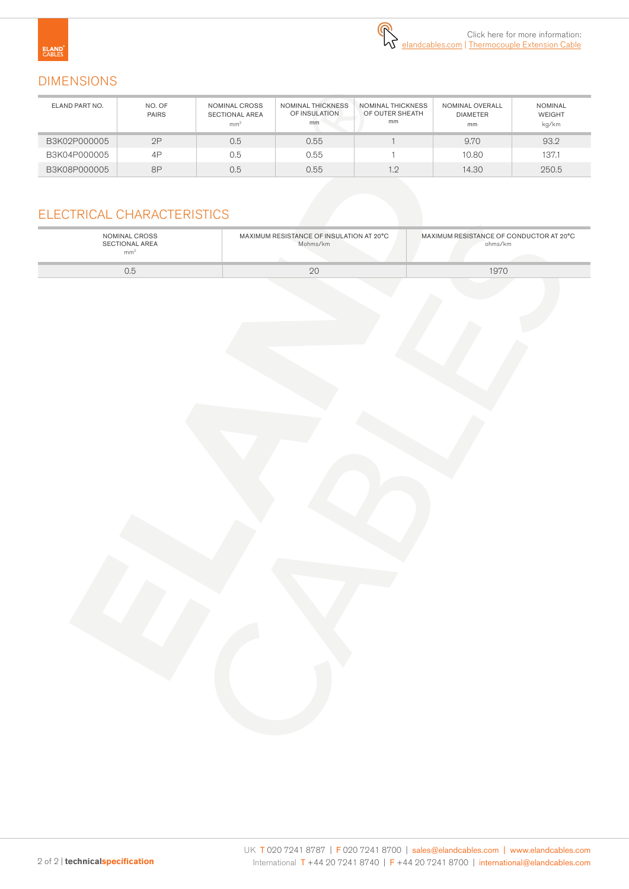Click here for more information: elandcables.com | Thermocouple Extension Cable

## DIMENSIONS

| ELAND PART NO. | NO. OF PAIRS | NOMINAL CROSS SECTIONAL AREA mm² | NOMINAL THICKNESS OF INSULATION mm | NOMINAL THICKNESS OF OUTER SHEATH mm | NOMINAL OVERALL DIAMETER mm | NOMINAL WEIGHT kg/km |
|---|---|---|---|---|---|---|
| B3K02P000005 | 2P | 0.5 | 0.55 | 1 | 9.70 | 93.2 |
| B3K04P000005 | 4P | 0.5 | 0.55 | 1 | 10.80 | 137.1 |
| B3K08P000005 | 8P | 0.5 | 0.55 | 1.2 | 14.30 | 250.5 |

## ELECTRICAL CHARACTERISTICS

| NOMINAL CROSS SECTIONAL AREA mm² | MAXIMUM RESISTANCE OF INSULATION AT 20°C Mohms/km | MAXIMUM RESISTANCE OF CONDUCTOR AT 20°C ohms/km |
|---|---|---|
| 0.5 | 20 | 1970 |

UK T 020 7241 8787 | F 020 7241 8700 | sales@elandcables.com | www.elandcables.com
International T +44 20 7241 8740 | F +44 20 7241 8700 | international@elandcables.com